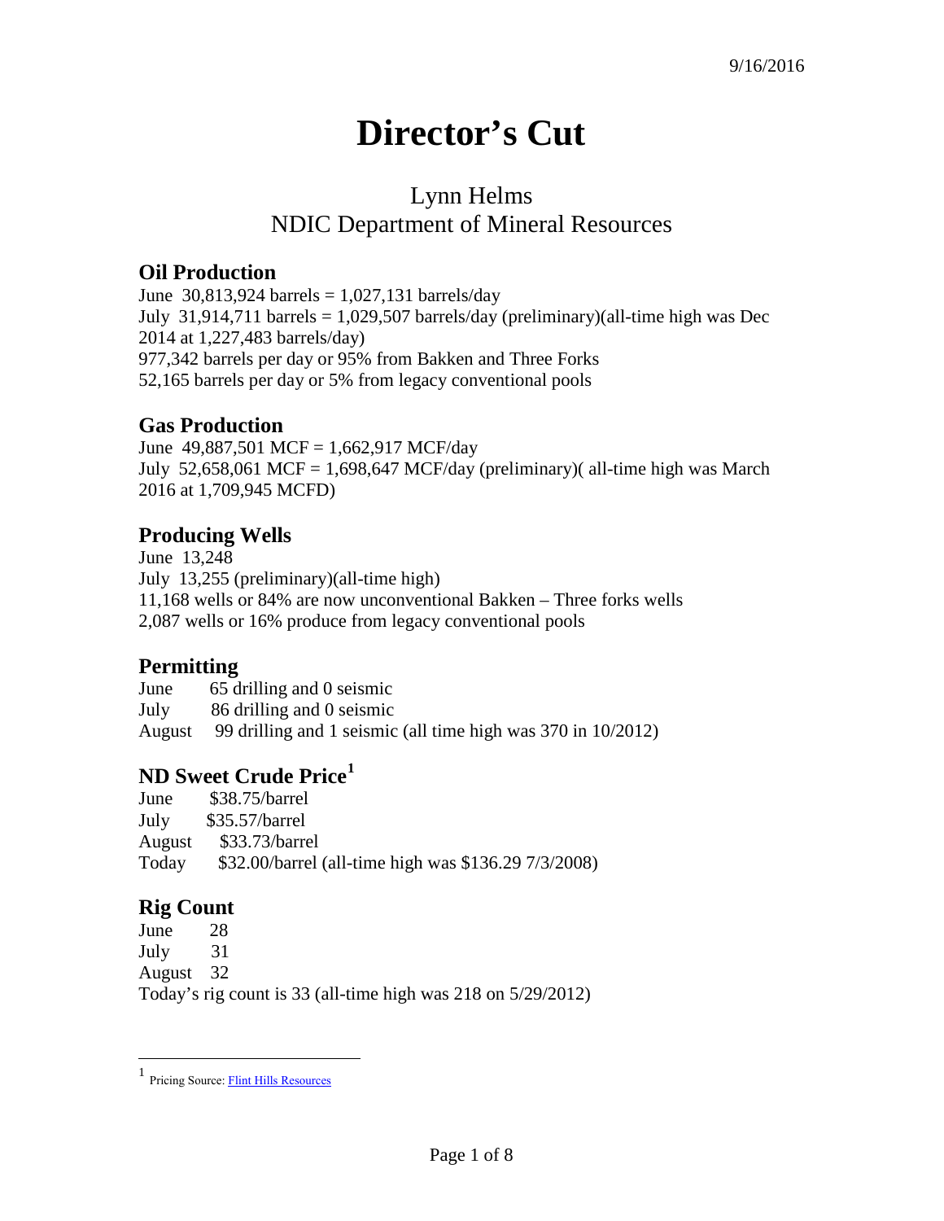9/16/2016

# Director's Cut

## Lynn Helms
## NDIC Department of Mineral Resources

### Oil Production

June 30,813,924 barrels = 1,027,131 barrels/day
July 31,914,711 barrels = 1,029,507 barrels/day (preliminary)(all-time high was Dec 2014 at 1,227,483 barrels/day)
977,342 barrels per day or 95% from Bakken and Three Forks
52,165 barrels per day or 5% from legacy conventional pools

### Gas Production

June 49,887,501 MCF = 1,662,917 MCF/day
July 52,658,061 MCF = 1,698,647 MCF/day (preliminary)( all-time high was March 2016 at 1,709,945 MCFD)

### Producing Wells

June 13,248
July 13,255 (preliminary)(all-time high)
11,168 wells or 84% are now unconventional Bakken – Three forks wells
2,087 wells or 16% produce from legacy conventional pools

### Permitting

June 65 drilling and 0 seismic
July 86 drilling and 0 seismic
August 99 drilling and 1 seismic (all time high was 370 in 10/2012)

### ND Sweet Crude Price[1]

June $38.75/barrel
July $35.57/barrel
August $33.73/barrel
Today $32.00/barrel (all-time high was $136.29 7/3/2008)

### Rig Count

June 28
July 31
August 32
Today's rig count is 33 (all-time high was 218 on 5/29/2012)

---

[1] Pricing Source: Flint Hills Resources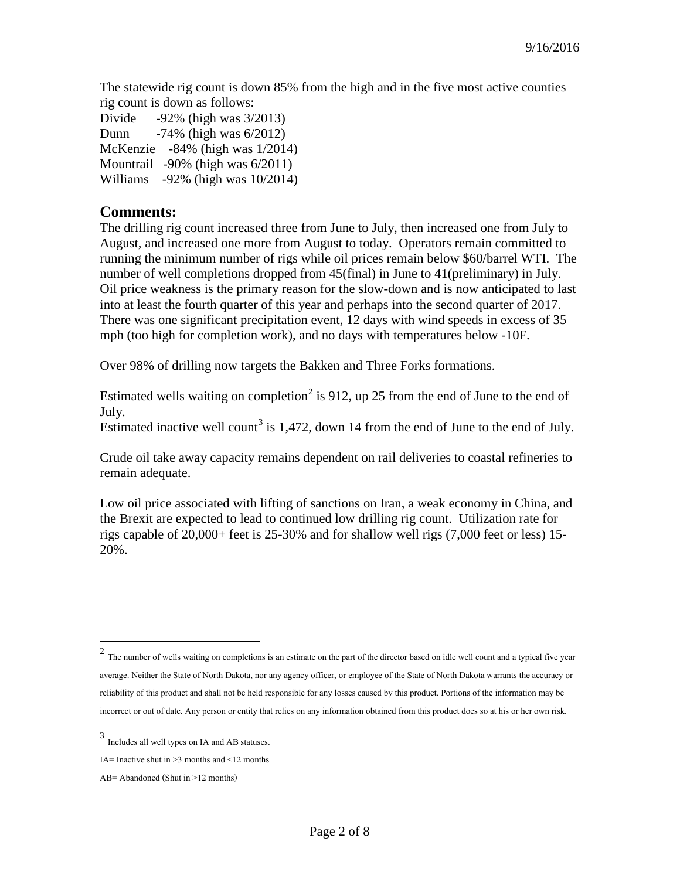The statewide rig count is down 85% from the high and in the five most active counties rig count is down as follows:

Divide -92% (high was 3/2013)
Dunn -74% (high was 6/2012)
McKenzie -84% (high was 1/2014)
Mountrail -90% (high was 6/2011)
Williams -92% (high was 10/2014)

## Comments:

The drilling rig count increased three from June to July, then increased one from July to August, and increased one more from August to today. Operators remain committed to running the minimum number of rigs while oil prices remain below $60/barrel WTI. The number of well completions dropped from 45(final) in June to 41(preliminary) in July. Oil price weakness is the primary reason for the slow-down and is now anticipated to last into at least the fourth quarter of this year and perhaps into the second quarter of 2017. There was one significant precipitation event, 12 days with wind speeds in excess of 35 mph (too high for completion work), and no days with temperatures below -10F.

Over 98% of drilling now targets the Bakken and Three Forks formations.

Estimated wells waiting on completion[2] is 912, up 25 from the end of June to the end of July.
Estimated inactive well count[3] is 1,472, down 14 from the end of June to the end of July.

Crude oil take away capacity remains dependent on rail deliveries to coastal refineries to remain adequate.

Low oil price associated with lifting of sanctions on Iran, a weak economy in China, and the Brexit are expected to lead to continued low drilling rig count. Utilization rate for rigs capable of 20,000+ feet is 25-30% and for shallow well rigs (7,000 feet or less) 15-20%.

---

[2] The number of wells waiting on completions is an estimate on the part of the director based on idle well count and a typical five year average. Neither the State of North Dakota, nor any agency officer, or employee of the State of North Dakota warrants the accuracy or reliability of this product and shall not be held responsible for any losses caused by this product. Portions of the information may be incorrect or out of date. Any person or entity that relies on any information obtained from this product does so at his or her own risk.

[3] Includes all well types on IA and AB statuses.

IA= Inactive shut in >3 months and <12 months

AB= Abandoned (Shut in >12 months)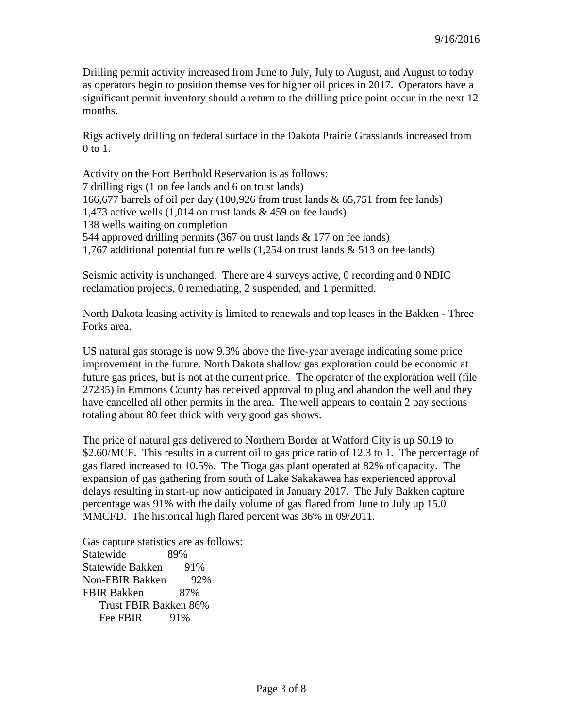9/16/2016

Drilling permit activity increased from June to July, July to August, and August to today as operators begin to position themselves for higher oil prices in 2017. Operators have a significant permit inventory should a return to the drilling price point occur in the next 12 months.

Rigs actively drilling on federal surface in the Dakota Prairie Grasslands increased from 0 to 1.

Activity on the Fort Berthold Reservation is as follows:
7 drilling rigs (1 on fee lands and 6 on trust lands)
166,677 barrels of oil per day (100,926 from trust lands & 65,751 from fee lands)
1,473 active wells (1,014 on trust lands & 459 on fee lands)
138 wells waiting on completion
544 approved drilling permits (367 on trust lands & 177 on fee lands)
1,767 additional potential future wells (1,254 on trust lands & 513 on fee lands)

Seismic activity is unchanged. There are 4 surveys active, 0 recording and 0 NDIC reclamation projects, 0 remediating, 2 suspended, and 1 permitted.

North Dakota leasing activity is limited to renewals and top leases in the Bakken - Three Forks area.

US natural gas storage is now 9.3% above the five-year average indicating some price improvement in the future. North Dakota shallow gas exploration could be economic at future gas prices, but is not at the current price. The operator of the exploration well (file 27235) in Emmons County has received approval to plug and abandon the well and they have cancelled all other permits in the area. The well appears to contain 2 pay sections totaling about 80 feet thick with very good gas shows.

The price of natural gas delivered to Northern Border at Watford City is up $0.19 to $2.60/MCF. This results in a current oil to gas price ratio of 12.3 to 1. The percentage of gas flared increased to 10.5%. The Tioga gas plant operated at 82% of capacity. The expansion of gas gathering from south of Lake Sakakawea has experienced approval delays resulting in start-up now anticipated in January 2017. The July Bakken capture percentage was 91% with the daily volume of gas flared from June to July up 15.0 MMCFD. The historical high flared percent was 36% in 09/2011.

Gas capture statistics are as follows:

| | |
|---|---|
| Statewide | 89% |
| Statewide Bakken | 91% |
| Non-FBIR Bakken | 92% |
| FBIR Bakken | 87% |
| Trust FBIR Bakken | 86% |
| Fee FBIR | 91% |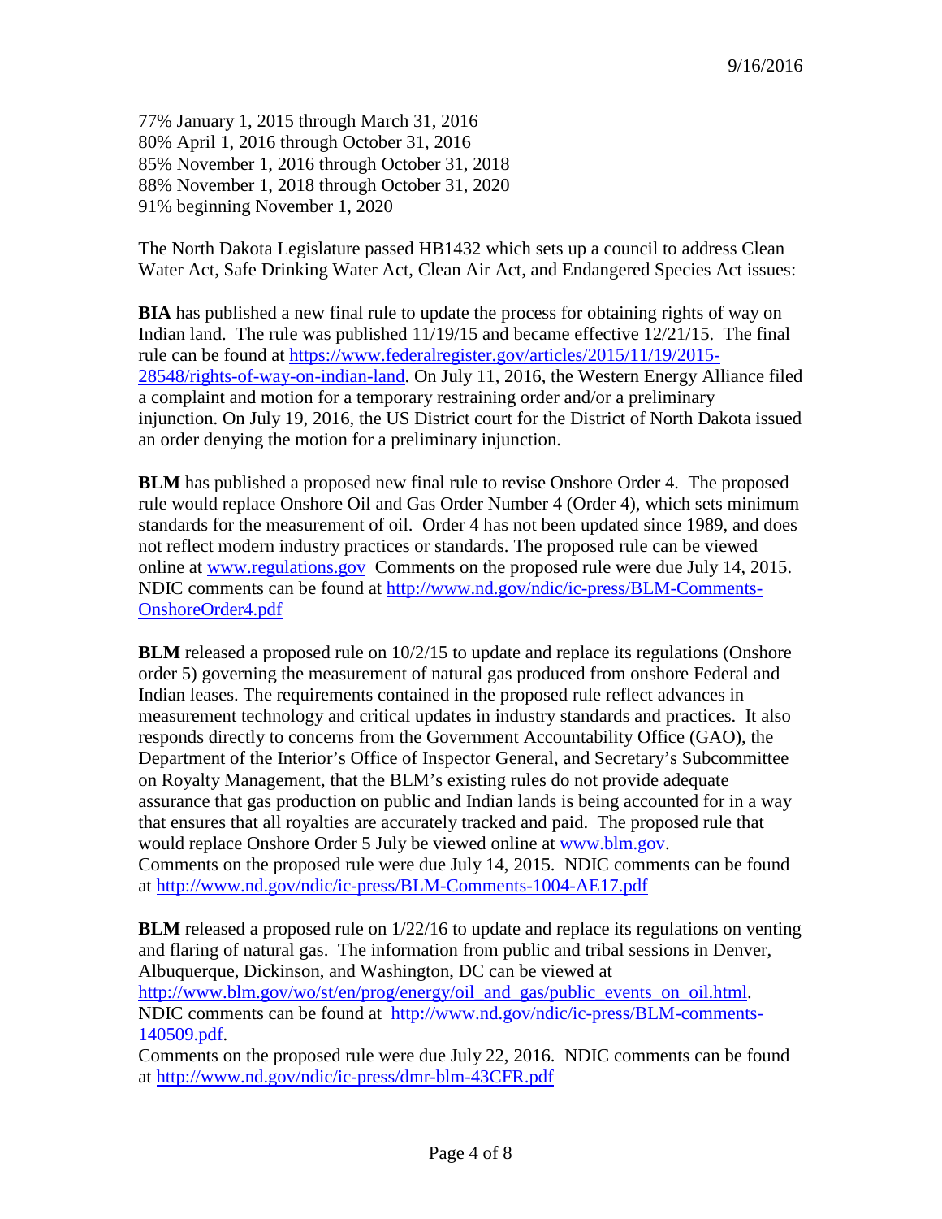77% January 1, 2015 through March 31, 2016
80% April 1, 2016 through October 31, 2016
85% November 1, 2016 through October 31, 2018
88% November 1, 2018 through October 31, 2020
91% beginning November 1, 2020

The North Dakota Legislature passed HB1432 which sets up a council to address Clean Water Act, Safe Drinking Water Act, Clean Air Act, and Endangered Species Act issues:

**BIA** has published a new final rule to update the process for obtaining rights of way on Indian land. The rule was published 11/19/15 and became effective 12/21/15. The final rule can be found at https://www.federalregister.gov/articles/2015/11/19/2015-28548/rights-of-way-on-indian-land. On July 11, 2016, the Western Energy Alliance filed a complaint and motion for a temporary restraining order and/or a preliminary injunction. On July 19, 2016, the US District court for the District of North Dakota issued an order denying the motion for a preliminary injunction.

**BLM** has published a proposed new final rule to revise Onshore Order 4. The proposed rule would replace Onshore Oil and Gas Order Number 4 (Order 4), which sets minimum standards for the measurement of oil. Order 4 has not been updated since 1989, and does not reflect modern industry practices or standards. The proposed rule can be viewed online at www.regulations.gov Comments on the proposed rule were due July 14, 2015. NDIC comments can be found at http://www.nd.gov/ndic/ic-press/BLM-Comments-OnshoreOrder4.pdf

**BLM** released a proposed rule on 10/2/15 to update and replace its regulations (Onshore order 5) governing the measurement of natural gas produced from onshore Federal and Indian leases. The requirements contained in the proposed rule reflect advances in measurement technology and critical updates in industry standards and practices. It also responds directly to concerns from the Government Accountability Office (GAO), the Department of the Interior's Office of Inspector General, and Secretary's Subcommittee on Royalty Management, that the BLM's existing rules do not provide adequate assurance that gas production on public and Indian lands is being accounted for in a way that ensures that all royalties are accurately tracked and paid. The proposed rule that would replace Onshore Order 5 July be viewed online at www.blm.gov.
Comments on the proposed rule were due July 14, 2015. NDIC comments can be found at http://www.nd.gov/ndic/ic-press/BLM-Comments-1004-AE17.pdf

**BLM** released a proposed rule on 1/22/16 to update and replace its regulations on venting and flaring of natural gas. The information from public and tribal sessions in Denver, Albuquerque, Dickinson, and Washington, DC can be viewed at http://www.blm.gov/wo/st/en/prog/energy/oil_and_gas/public_events_on_oil.html. NDIC comments can be found at http://www.nd.gov/ndic/ic-press/BLM-comments-140509.pdf.
Comments on the proposed rule were due July 22, 2016. NDIC comments can be found at http://www.nd.gov/ndic/ic-press/dmr-blm-43CFR.pdf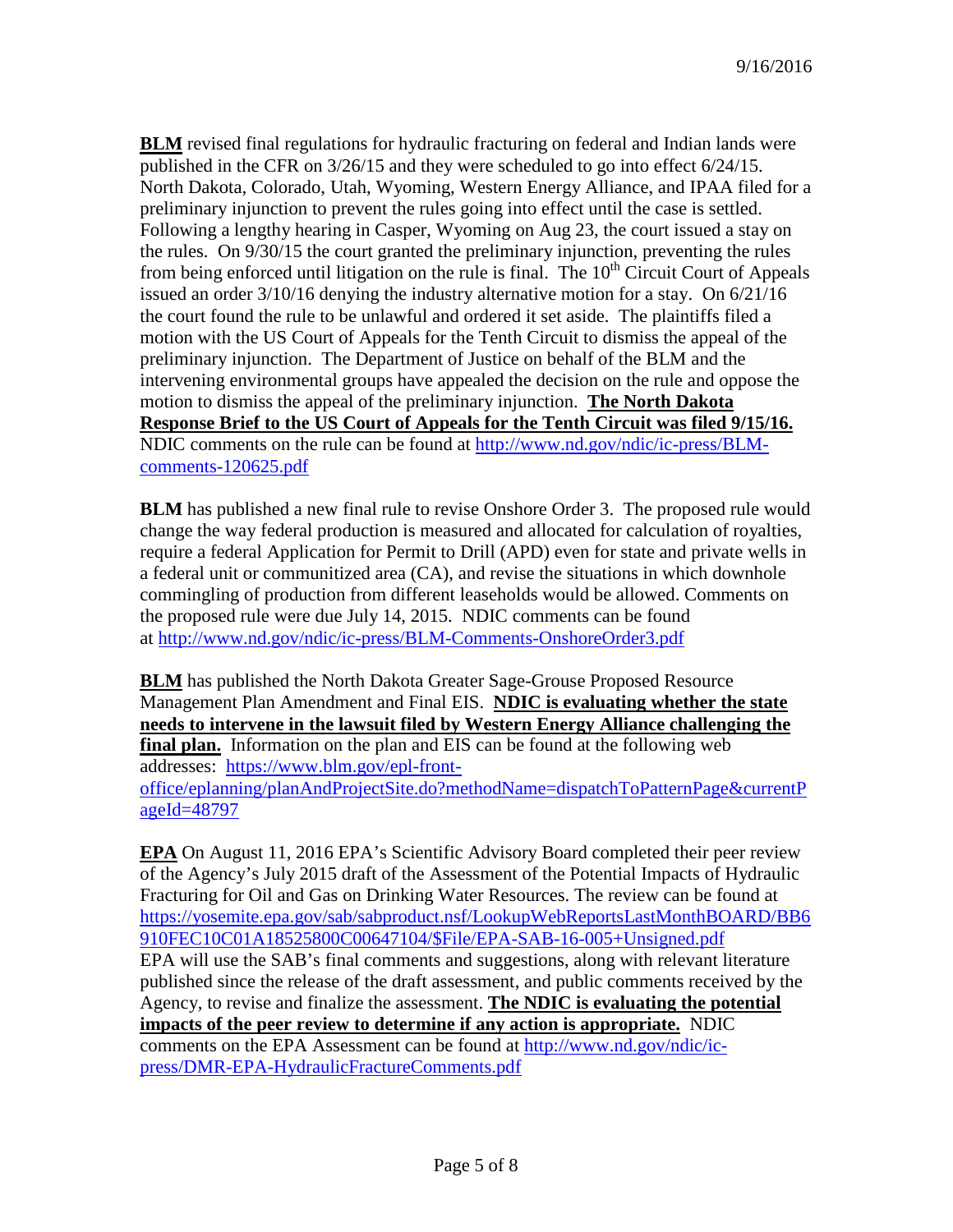**BLM** revised final regulations for hydraulic fracturing on federal and Indian lands were published in the CFR on 3/26/15 and they were scheduled to go into effect 6/24/15. North Dakota, Colorado, Utah, Wyoming, Western Energy Alliance, and IPAA filed for a preliminary injunction to prevent the rules going into effect until the case is settled. Following a lengthy hearing in Casper, Wyoming on Aug 23, the court issued a stay on the rules. On 9/30/15 the court granted the preliminary injunction, preventing the rules from being enforced until litigation on the rule is final. The 10th Circuit Court of Appeals issued an order 3/10/16 denying the industry alternative motion for a stay. On 6/21/16 the court found the rule to be unlawful and ordered it set aside. The plaintiffs filed a motion with the US Court of Appeals for the Tenth Circuit to dismiss the appeal of the preliminary injunction. The Department of Justice on behalf of the BLM and the intervening environmental groups have appealed the decision on the rule and oppose the motion to dismiss the appeal of the preliminary injunction. **The North Dakota Response Brief to the US Court of Appeals for the Tenth Circuit was filed 9/15/16.** NDIC comments on the rule can be found at http://www.nd.gov/ndic/ic-press/BLM-comments-120625.pdf

**BLM** has published a new final rule to revise Onshore Order 3. The proposed rule would change the way federal production is measured and allocated for calculation of royalties, require a federal Application for Permit to Drill (APD) even for state and private wells in a federal unit or communitized area (CA), and revise the situations in which downhole commingling of production from different leaseholds would be allowed. Comments on the proposed rule were due July 14, 2015. NDIC comments can be found at http://www.nd.gov/ndic/ic-press/BLM-Comments-OnshoreOrder3.pdf

**BLM** has published the North Dakota Greater Sage-Grouse Proposed Resource Management Plan Amendment and Final EIS. **NDIC is evaluating whether the state needs to intervene in the lawsuit filed by Western Energy Alliance challenging the final plan.** Information on the plan and EIS can be found at the following web addresses: https://www.blm.gov/epl-front-office/eplanning/planAndProjectSite.do?methodName=dispatchToPatternPage&currentPageId=48797

**EPA** On August 11, 2016 EPA's Scientific Advisory Board completed their peer review of the Agency's July 2015 draft of the Assessment of the Potential Impacts of Hydraulic Fracturing for Oil and Gas on Drinking Water Resources. The review can be found at https://yosemite.epa.gov/sab/sabproduct.nsf/LookupWebReportsLastMonthBOARD/BB6910FEC10C01A18525800C00647104/$File/EPA-SAB-16-005+Unsigned.pdf
EPA will use the SAB's final comments and suggestions, along with relevant literature published since the release of the draft assessment, and public comments received by the Agency, to revise and finalize the assessment. **The NDIC is evaluating the potential impacts of the peer review to determine if any action is appropriate.** NDIC comments on the EPA Assessment can be found at http://www.nd.gov/ndic/ic-press/DMR-EPA-HydraulicFractureComments.pdf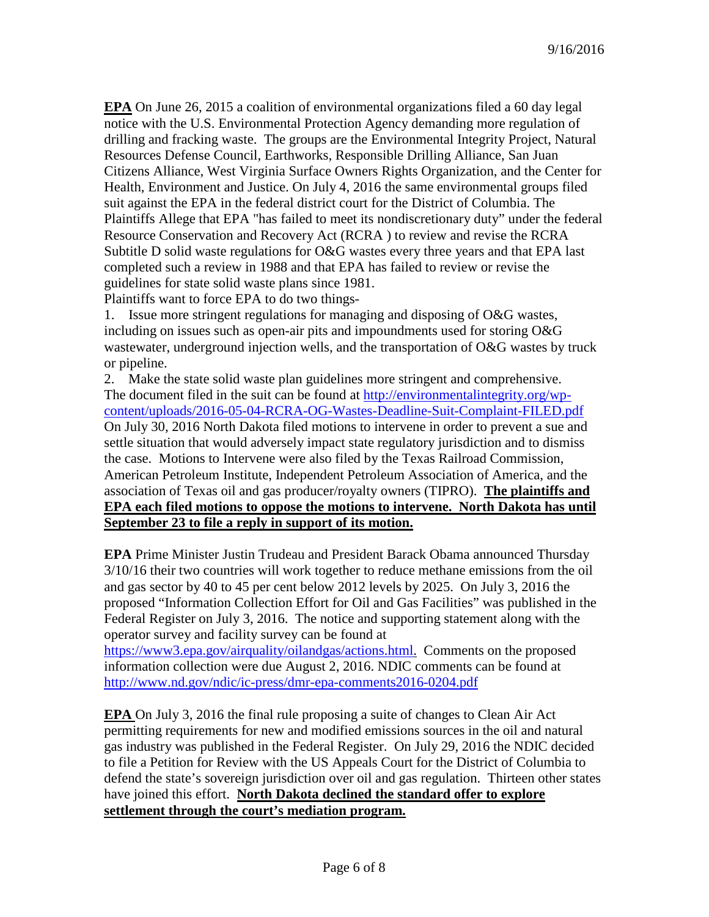**EPA** On June 26, 2015 a coalition of environmental organizations filed a 60 day legal notice with the U.S. Environmental Protection Agency demanding more regulation of drilling and fracking waste. The groups are the Environmental Integrity Project, Natural Resources Defense Council, Earthworks, Responsible Drilling Alliance, San Juan Citizens Alliance, West Virginia Surface Owners Rights Organization, and the Center for Health, Environment and Justice. On July 4, 2016 the same environmental groups filed suit against the EPA in the federal district court for the District of Columbia. The Plaintiffs Allege that EPA "has failed to meet its nondiscretionary duty" under the federal Resource Conservation and Recovery Act (RCRA ) to review and revise the RCRA Subtitle D solid waste regulations for O&G wastes every three years and that EPA last completed such a review in 1988 and that EPA has failed to review or revise the guidelines for state solid waste plans since 1981.

Plaintiffs want to force EPA to do two things-

1. Issue more stringent regulations for managing and disposing of O&G wastes, including on issues such as open-air pits and impoundments used for storing O&G wastewater, underground injection wells, and the transportation of O&G wastes by truck or pipeline.
2. Make the state solid waste plan guidelines more stringent and comprehensive.

The document filed in the suit can be found at http://environmentalintegrity.org/wp-content/uploads/2016-05-04-RCRA-OG-Wastes-Deadline-Suit-Complaint-FILED.pdf On July 30, 2016 North Dakota filed motions to intervene in order to prevent a sue and settle situation that would adversely impact state regulatory jurisdiction and to dismiss the case. Motions to Intervene were also filed by the Texas Railroad Commission, American Petroleum Institute, Independent Petroleum Association of America, and the association of Texas oil and gas producer/royalty owners (TIPRO). **The plaintiffs and EPA each filed motions to oppose the motions to intervene. North Dakota has until September 23 to file a reply in support of its motion.**

**EPA** Prime Minister Justin Trudeau and President Barack Obama announced Thursday 3/10/16 their two countries will work together to reduce methane emissions from the oil and gas sector by 40 to 45 per cent below 2012 levels by 2025. On July 3, 2016 the proposed "Information Collection Effort for Oil and Gas Facilities" was published in the Federal Register on July 3, 2016. The notice and supporting statement along with the operator survey and facility survey can be found at https://www3.epa.gov/airquality/oilandgas/actions.html. Comments on the proposed information collection were due August 2, 2016. NDIC comments can be found at http://www.nd.gov/ndic/ic-press/dmr-epa-comments2016-0204.pdf

**EPA** On July 3, 2016 the final rule proposing a suite of changes to Clean Air Act permitting requirements for new and modified emissions sources in the oil and natural gas industry was published in the Federal Register. On July 29, 2016 the NDIC decided to file a Petition for Review with the US Appeals Court for the District of Columbia to defend the state's sovereign jurisdiction over oil and gas regulation. Thirteen other states have joined this effort. **North Dakota declined the standard offer to explore settlement through the court's mediation program.**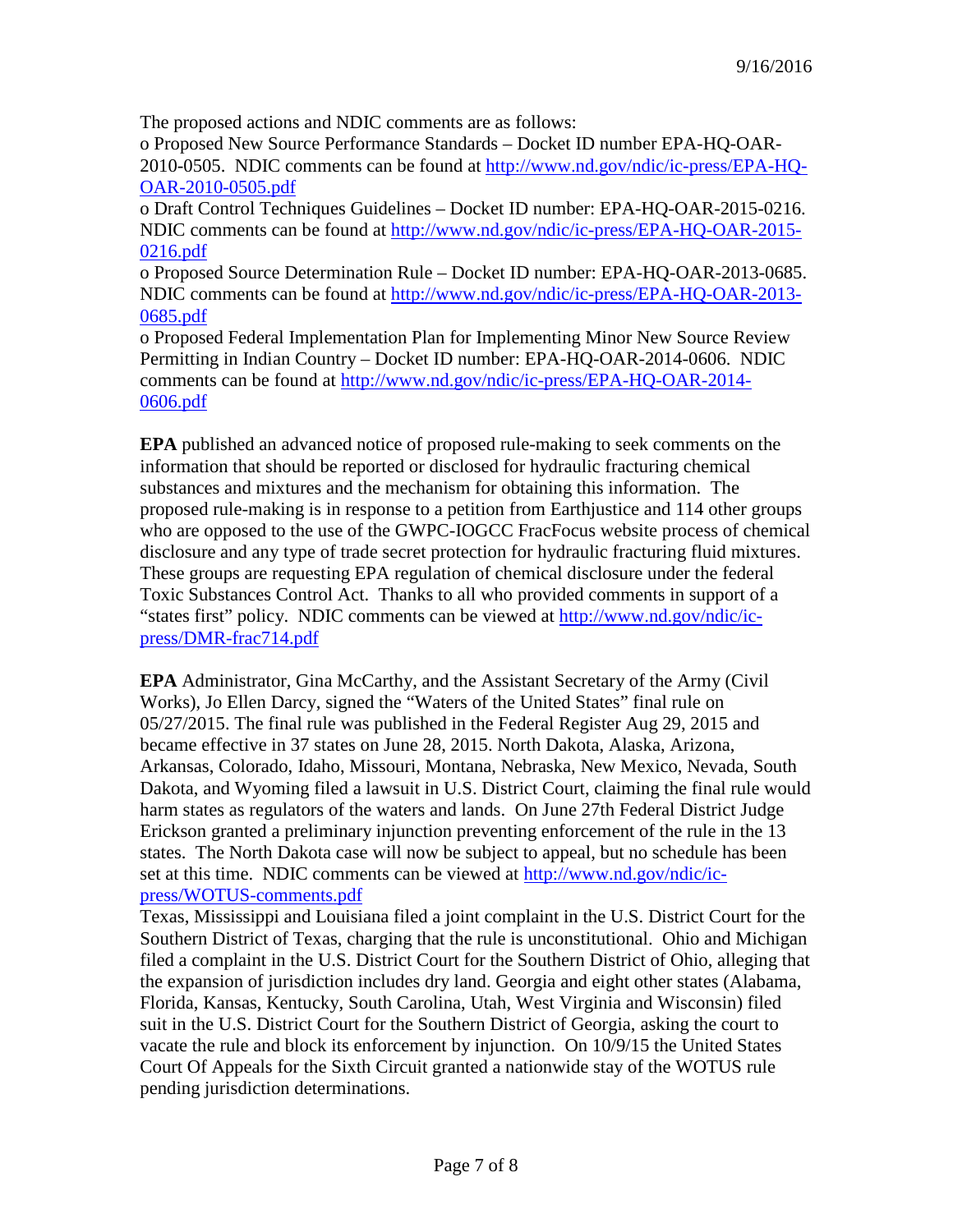The proposed actions and NDIC comments are as follows:

o Proposed New Source Performance Standards – Docket ID number EPA-HQ-OAR-2010-0505. NDIC comments can be found at http://www.nd.gov/ndic/ic-press/EPA-HQ-OAR-2010-0505.pdf

o Draft Control Techniques Guidelines – Docket ID number: EPA-HQ-OAR-2015-0216. NDIC comments can be found at http://www.nd.gov/ndic/ic-press/EPA-HQ-OAR-2015-0216.pdf

o Proposed Source Determination Rule – Docket ID number: EPA-HQ-OAR-2013-0685. NDIC comments can be found at http://www.nd.gov/ndic/ic-press/EPA-HQ-OAR-2013-0685.pdf

o Proposed Federal Implementation Plan for Implementing Minor New Source Review Permitting in Indian Country – Docket ID number: EPA-HQ-OAR-2014-0606. NDIC comments can be found at http://www.nd.gov/ndic/ic-press/EPA-HQ-OAR-2014-0606.pdf

**EPA** published an advanced notice of proposed rule-making to seek comments on the information that should be reported or disclosed for hydraulic fracturing chemical substances and mixtures and the mechanism for obtaining this information. The proposed rule-making is in response to a petition from Earthjustice and 114 other groups who are opposed to the use of the GWPC-IOGCC FracFocus website process of chemical disclosure and any type of trade secret protection for hydraulic fracturing fluid mixtures. These groups are requesting EPA regulation of chemical disclosure under the federal Toxic Substances Control Act. Thanks to all who provided comments in support of a "states first" policy. NDIC comments can be viewed at http://www.nd.gov/ndic/ic-press/DMR-frac714.pdf

**EPA** Administrator, Gina McCarthy, and the Assistant Secretary of the Army (Civil Works), Jo Ellen Darcy, signed the "Waters of the United States" final rule on 05/27/2015. The final rule was published in the Federal Register Aug 29, 2015 and became effective in 37 states on June 28, 2015. North Dakota, Alaska, Arizona, Arkansas, Colorado, Idaho, Missouri, Montana, Nebraska, New Mexico, Nevada, South Dakota, and Wyoming filed a lawsuit in U.S. District Court, claiming the final rule would harm states as regulators of the waters and lands. On June 27th Federal District Judge Erickson granted a preliminary injunction preventing enforcement of the rule in the 13 states. The North Dakota case will now be subject to appeal, but no schedule has been set at this time. NDIC comments can be viewed at http://www.nd.gov/ndic/ic-press/WOTUS-comments.pdf

Texas, Mississippi and Louisiana filed a joint complaint in the U.S. District Court for the Southern District of Texas, charging that the rule is unconstitutional. Ohio and Michigan filed a complaint in the U.S. District Court for the Southern District of Ohio, alleging that the expansion of jurisdiction includes dry land. Georgia and eight other states (Alabama, Florida, Kansas, Kentucky, South Carolina, Utah, West Virginia and Wisconsin) filed suit in the U.S. District Court for the Southern District of Georgia, asking the court to vacate the rule and block its enforcement by injunction. On 10/9/15 the United States Court Of Appeals for the Sixth Circuit granted a nationwide stay of the WOTUS rule pending jurisdiction determinations.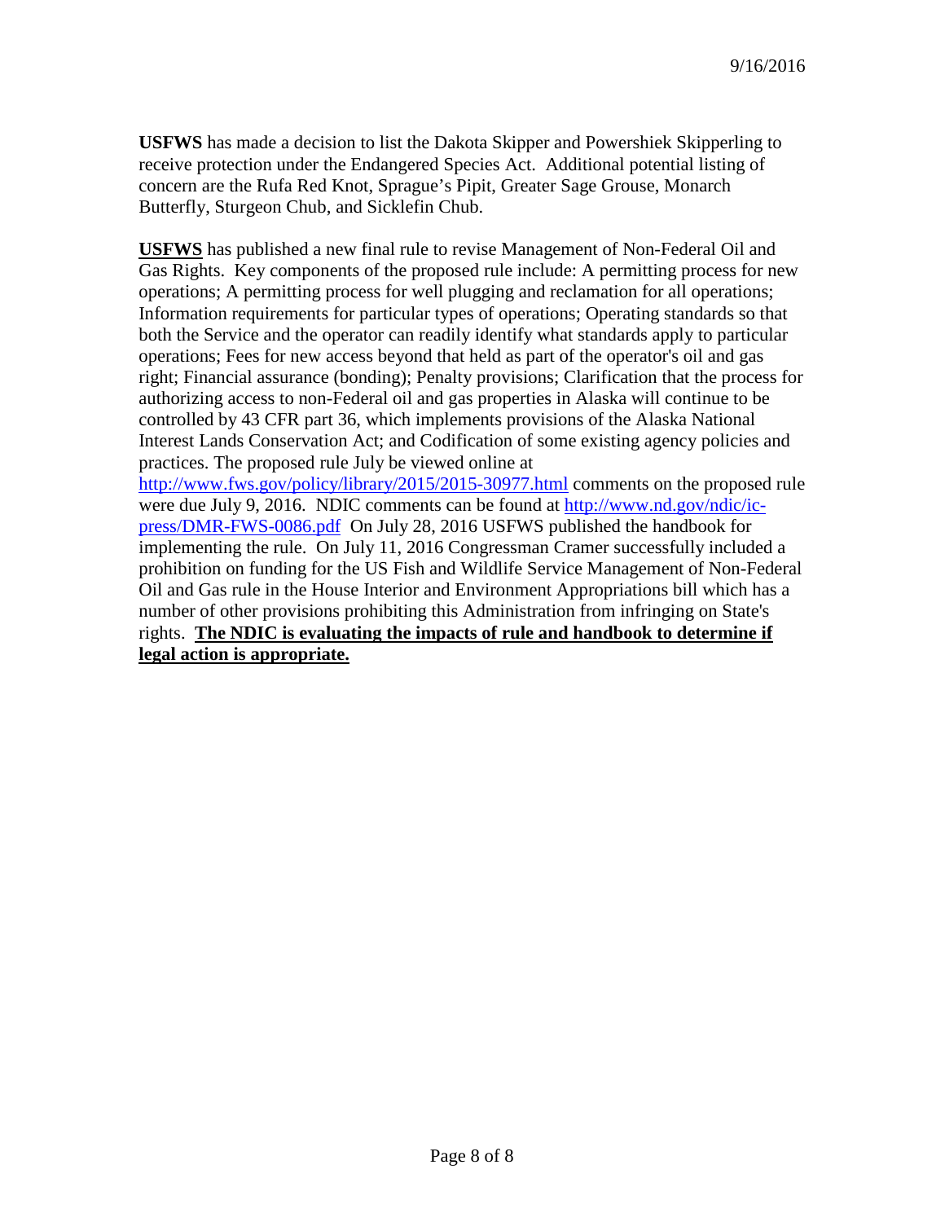**USFWS** has made a decision to list the Dakota Skipper and Powershiek Skipperling to receive protection under the Endangered Species Act. Additional potential listing of concern are the Rufa Red Knot, Sprague's Pipit, Greater Sage Grouse, Monarch Butterfly, Sturgeon Chub, and Sicklefin Chub.

**USFWS** has published a new final rule to revise Management of Non-Federal Oil and Gas Rights. Key components of the proposed rule include: A permitting process for new operations; A permitting process for well plugging and reclamation for all operations; Information requirements for particular types of operations; Operating standards so that both the Service and the operator can readily identify what standards apply to particular operations; Fees for new access beyond that held as part of the operator's oil and gas right; Financial assurance (bonding); Penalty provisions; Clarification that the process for authorizing access to non-Federal oil and gas properties in Alaska will continue to be controlled by 43 CFR part 36, which implements provisions of the Alaska National Interest Lands Conservation Act; and Codification of some existing agency policies and practices. The proposed rule July be viewed online at http://www.fws.gov/policy/library/2015/2015-30977.html comments on the proposed rule were due July 9, 2016. NDIC comments can be found at http://www.nd.gov/ndic/ic-press/DMR-FWS-0086.pdf On July 28, 2016 USFWS published the handbook for implementing the rule. On July 11, 2016 Congressman Cramer successfully included a prohibition on funding for the US Fish and Wildlife Service Management of Non-Federal Oil and Gas rule in the House Interior and Environment Appropriations bill which has a number of other provisions prohibiting this Administration from infringing on State's rights. **The NDIC is evaluating the impacts of rule and handbook to determine if legal action is appropriate.**